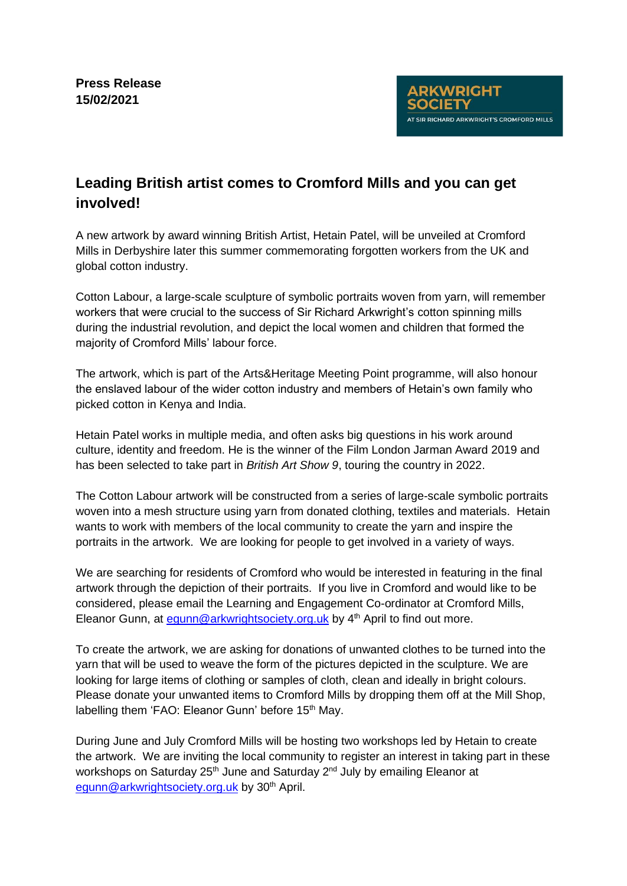**Press Release**
**15/02/2021**

ARKWRIGHT SOCIETY
AT SIR RICHARD ARKWRIGHT'S CROMFORD MILLS

## Leading British artist comes to Cromford Mills and you can get involved!

A new artwork by award winning British Artist, Hetain Patel, will be unveiled at Cromford Mills in Derbyshire later this summer commemorating forgotten workers from the UK and global cotton industry.

Cotton Labour, a large-scale sculpture of symbolic portraits woven from yarn, will remember workers that were crucial to the success of Sir Richard Arkwright's cotton spinning mills during the industrial revolution, and depict the local women and children that formed the majority of Cromford Mills' labour force.

The artwork, which is part of the Arts&Heritage Meeting Point programme, will also honour the enslaved labour of the wider cotton industry and members of Hetain's own family who picked cotton in Kenya and India.

Hetain Patel works in multiple media, and often asks big questions in his work around culture, identity and freedom. He is the winner of the Film London Jarman Award 2019 and has been selected to take part in *British Art Show 9*, touring the country in 2022.

The Cotton Labour artwork will be constructed from a series of large-scale symbolic portraits woven into a mesh structure using yarn from donated clothing, textiles and materials. Hetain wants to work with members of the local community to create the yarn and inspire the portraits in the artwork. We are looking for people to get involved in a variety of ways.

We are searching for residents of Cromford who would be interested in featuring in the final artwork through the depiction of their portraits. If you live in Cromford and would like to be considered, please email the Learning and Engagement Co-ordinator at Cromford Mills, Eleanor Gunn, at egunn@arkwrightsociety.org.uk by 4th April to find out more.

To create the artwork, we are asking for donations of unwanted clothes to be turned into the yarn that will be used to weave the form of the pictures depicted in the sculpture. We are looking for large items of clothing or samples of cloth, clean and ideally in bright colours. Please donate your unwanted items to Cromford Mills by dropping them off at the Mill Shop, labelling them 'FAO: Eleanor Gunn' before 15th May.

During June and July Cromford Mills will be hosting two workshops led by Hetain to create the artwork. We are inviting the local community to register an interest in taking part in these workshops on Saturday 25th June and Saturday 2nd July by emailing Eleanor at egunn@arkwrightsociety.org.uk by 30th April.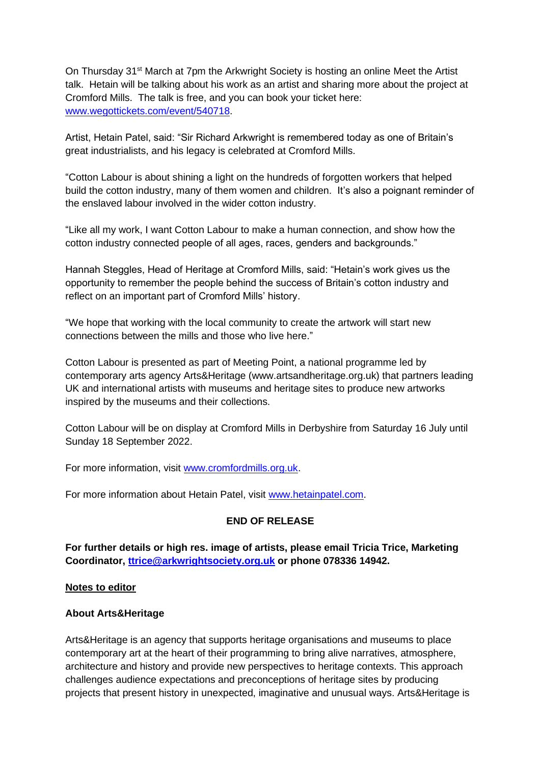On Thursday 31st March at 7pm the Arkwright Society is hosting an online Meet the Artist talk. Hetain will be talking about his work as an artist and sharing more about the project at Cromford Mills. The talk is free, and you can book your ticket here: [www.wegottickets.com/event/540718](www.wegottickets.com/event/540718).

Artist, Hetain Patel, said: "Sir Richard Arkwright is remembered today as one of Britain's great industrialists, and his legacy is celebrated at Cromford Mills.

"Cotton Labour is about shining a light on the hundreds of forgotten workers that helped build the cotton industry, many of them women and children. It's also a poignant reminder of the enslaved labour involved in the wider cotton industry.

"Like all my work, I want Cotton Labour to make a human connection, and show how the cotton industry connected people of all ages, races, genders and backgrounds."

Hannah Steggles, Head of Heritage at Cromford Mills, said: "Hetain's work gives us the opportunity to remember the people behind the success of Britain's cotton industry and reflect on an important part of Cromford Mills' history.

"We hope that working with the local community to create the artwork will start new connections between the mills and those who live here."

Cotton Labour is presented as part of Meeting Point, a national programme led by contemporary arts agency Arts&Heritage (www.artsandheritage.org.uk) that partners leading UK and international artists with museums and heritage sites to produce new artworks inspired by the museums and their collections.

Cotton Labour will be on display at Cromford Mills in Derbyshire from Saturday 16 July until Sunday 18 September 2022.

For more information, visit [www.cromfordmills.org.uk](www.cromfordmills.org.uk).

For more information about Hetain Patel, visit [www.hetainpatel.com](www.hetainpatel.com).

**END OF RELEASE**

**For further details or high res. image of artists, please email Tricia Trice, Marketing Coordinator, [ttrice@arkwrightsociety.org.uk](mailto:ttrice@arkwrightsociety.org.uk) or phone 078336 14942.**

**Notes to editor**

**About Arts&Heritage**

Arts&Heritage is an agency that supports heritage organisations and museums to place contemporary art at the heart of their programming to bring alive narratives, atmosphere, architecture and history and provide new perspectives to heritage contexts. This approach challenges audience expectations and preconceptions of heritage sites by producing projects that present history in unexpected, imaginative and unusual ways. Arts&Heritage is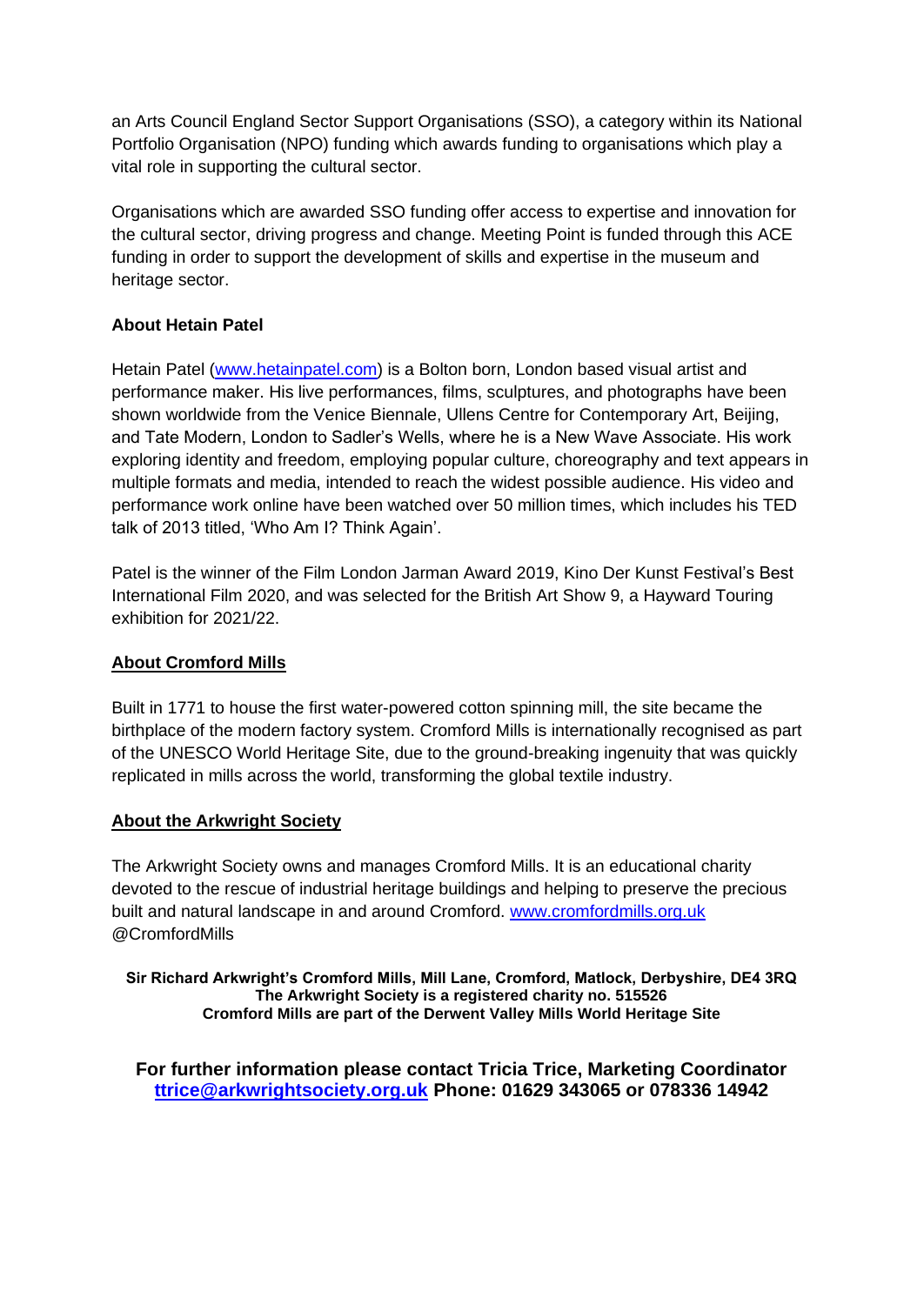an Arts Council England Sector Support Organisations (SSO), a category within its National Portfolio Organisation (NPO) funding which awards funding to organisations which play a vital role in supporting the cultural sector.

Organisations which are awarded SSO funding offer access to expertise and innovation for the cultural sector, driving progress and change. Meeting Point is funded through this ACE funding in order to support the development of skills and expertise in the museum and heritage sector.

**About Hetain Patel**

Hetain Patel (www.hetainpatel.com) is a Bolton born, London based visual artist and performance maker. His live performances, films, sculptures, and photographs have been shown worldwide from the Venice Biennale, Ullens Centre for Contemporary Art, Beijing, and Tate Modern, London to Sadler's Wells, where he is a New Wave Associate. His work exploring identity and freedom, employing popular culture, choreography and text appears in multiple formats and media, intended to reach the widest possible audience. His video and performance work online have been watched over 50 million times, which includes his TED talk of 2013 titled, 'Who Am I? Think Again'.

Patel is the winner of the Film London Jarman Award 2019, Kino Der Kunst Festival's Best International Film 2020, and was selected for the British Art Show 9, a Hayward Touring exhibition for 2021/22.

**About Cromford Mills**

Built in 1771 to house the first water-powered cotton spinning mill, the site became the birthplace of the modern factory system. Cromford Mills is internationally recognised as part of the UNESCO World Heritage Site, due to the ground-breaking ingenuity that was quickly replicated in mills across the world, transforming the global textile industry.

**About the Arkwright Society**

The Arkwright Society owns and manages Cromford Mills. It is an educational charity devoted to the rescue of industrial heritage buildings and helping to preserve the precious built and natural landscape in and around Cromford. www.cromfordmills.org.uk @CromfordMills

**Sir Richard Arkwright's Cromford Mills, Mill Lane, Cromford, Matlock, Derbyshire, DE4 3RQ**
**The Arkwright Society is a registered charity no. 515526**
**Cromford Mills are part of the Derwent Valley Mills World Heritage Site**

**For further information please contact Tricia Trice, Marketing Coordinator ttrice@arkwrightsociety.org.uk Phone: 01629 343065 or 078336 14942**